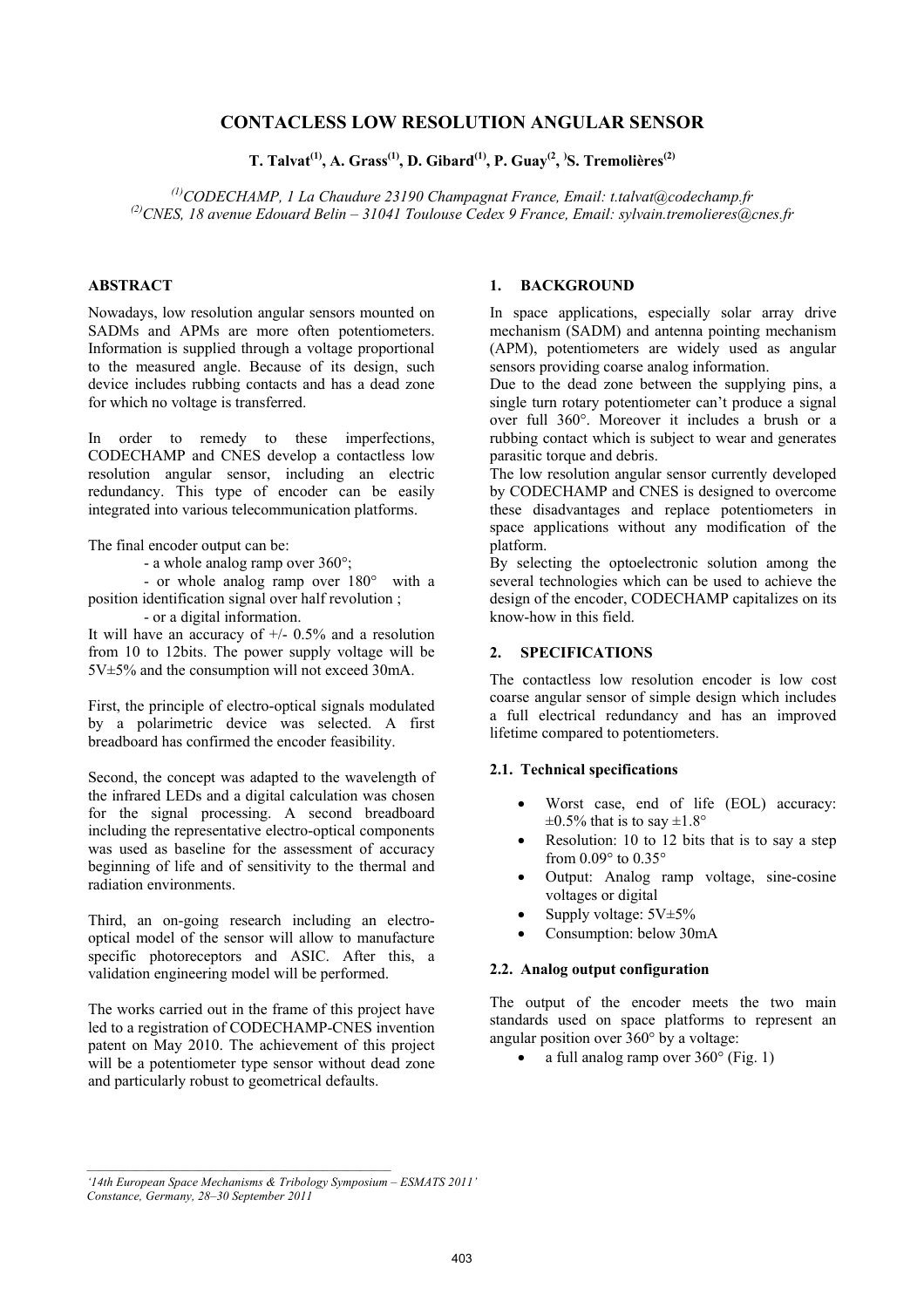# CONTACLESS LOW RESOLUTION ANGULAR SENSOR

**T. Talvat[1], A. Grass[1], D. Gibard[1], P. Guay[2], S. Tremolières[2]**

*[1]CODECHAMP, 1 La Chaudure 23190 Champagnat France, Email: t.talvat@codechamp.fr*
*[2]CNES, 18 avenue Edouard Belin – 31041 Toulouse Cedex 9 France, Email: sylvain.tremolieres@cnes.fr*

## ABSTRACT

Nowadays, low resolution angular sensors mounted on SADMs and APMs are more often potentiometers. Information is supplied through a voltage proportional to the measured angle. Because of its design, such device includes rubbing contacts and has a dead zone for which no voltage is transferred.

In order to remedy to these imperfections, CODECHAMP and CNES develop a contactless low resolution angular sensor, including an electric redundancy. This type of encoder can be easily integrated into various telecommunication platforms.

The final encoder output can be:

- a whole analog ramp over 360°;
- or whole analog ramp over 180° with a position identification signal over half revolution ;
- or a digital information.

It will have an accuracy of +/- 0.5% and a resolution from 10 to 12bits. The power supply voltage will be 5V±5% and the consumption will not exceed 30mA.

First, the principle of electro-optical signals modulated by a polarimetric device was selected. A first breadboard has confirmed the encoder feasibility.

Second, the concept was adapted to the wavelength of the infrared LEDs and a digital calculation was chosen for the signal processing. A second breadboard including the representative electro-optical components was used as baseline for the assessment of accuracy beginning of life and of sensitivity to the thermal and radiation environments.

Third, an on-going research including an electro-optical model of the sensor will allow to manufacture specific photoreceptors and ASIC. After this, a validation engineering model will be performed.

The works carried out in the frame of this project have led to a registration of CODECHAMP-CNES invention patent on May 2010. The achievement of this project will be a potentiometer type sensor without dead zone and particularly robust to geometrical defaults.

## 1. BACKGROUND

In space applications, especially solar array drive mechanism (SADM) and antenna pointing mechanism (APM), potentiometers are widely used as angular sensors providing coarse analog information.

Due to the dead zone between the supplying pins, a single turn rotary potentiometer can't produce a signal over full 360°. Moreover it includes a brush or a rubbing contact which is subject to wear and generates parasitic torque and debris.

The low resolution angular sensor currently developed by CODECHAMP and CNES is designed to overcome these disadvantages and replace potentiometers in space applications without any modification of the platform.

By selecting the optoelectronic solution among the several technologies which can be used to achieve the design of the encoder, CODECHAMP capitalizes on its know-how in this field.

## 2. SPECIFICATIONS

The contactless low resolution encoder is low cost coarse angular sensor of simple design which includes a full electrical redundancy and has an improved lifetime compared to potentiometers.

### 2.1. Technical specifications

- Worst case, end of life (EOL) accuracy: ±0.5% that is to say ±1.8°
- Resolution: 10 to 12 bits that is to say a step from 0.09° to 0.35°
- Output: Analog ramp voltage, sine-cosine voltages or digital
- Supply voltage: 5V±5%
- Consumption: below 30mA

### 2.2. Analog output configuration

The output of the encoder meets the two main standards used on space platforms to represent an angular position over 360° by a voltage:

- a full analog ramp over 360° (Fig. 1)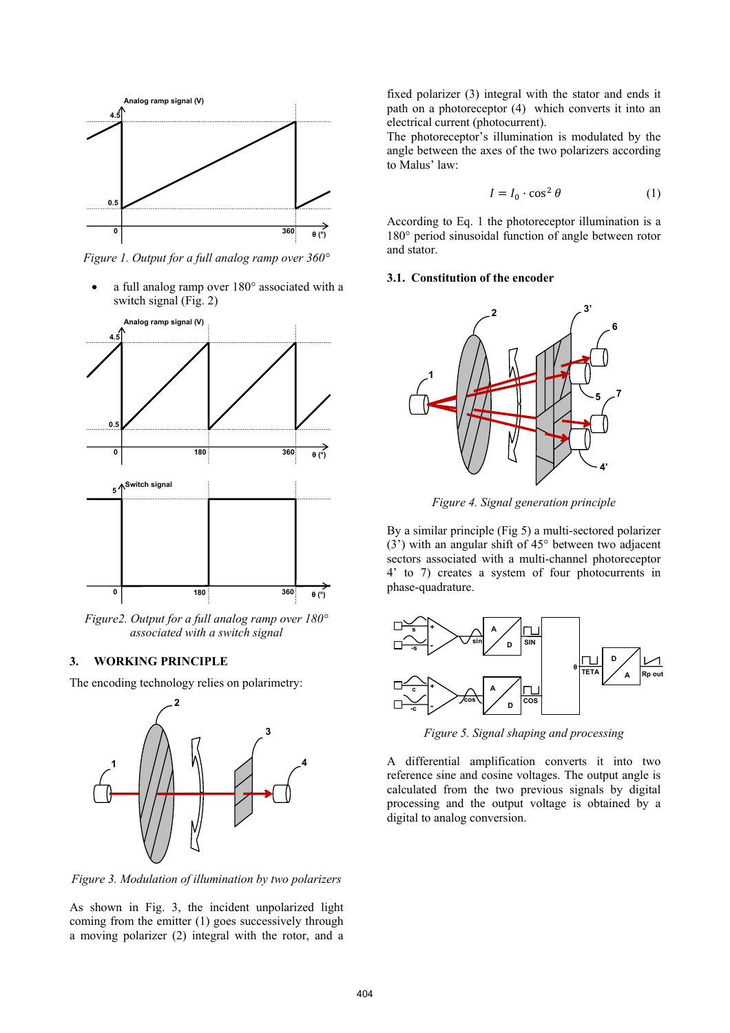*Figure 1. Output for a full analog ramp over 360°*

- a full analog ramp over 180° associated with a switch signal (Fig. 2)

*Figure2. Output for a full analog ramp over 180° associated with a switch signal*

## 3. WORKING PRINCIPLE

The encoding technology relies on polarimetry:

*Figure 3. Modulation of illumination by two polarizers*

As shown in Fig. 3, the incident unpolarized light coming from the emitter (1) goes successively through a moving polarizer (2) integral with the rotor, and a fixed polarizer (3) integral with the stator and ends it path on a photoreceptor (4) which converts it into an electrical current (photocurrent).

The photoreceptor's illumination is modulated by the angle between the axes of the two polarizers according to Malus' law:

$$I = I_0 \cdot \cos^2 \theta \qquad (1)$$

According to Eq. 1 the photoreceptor illumination is a 180° period sinusoidal function of angle between rotor and stator.

### 3.1. Constitution of the encoder

*Figure 4. Signal generation principle*

By a similar principle (Fig 5) a multi-sectored polarizer (3') with an angular shift of 45° between two adjacent sectors associated with a multi-channel photoreceptor 4' to 7) creates a system of four photocurrents in phase-quadrature.

*Figure 5. Signal shaping and processing*

A differential amplification converts it into two reference sine and cosine voltages. The output angle is calculated from the two previous signals by digital processing and the output voltage is obtained by a digital to analog conversion.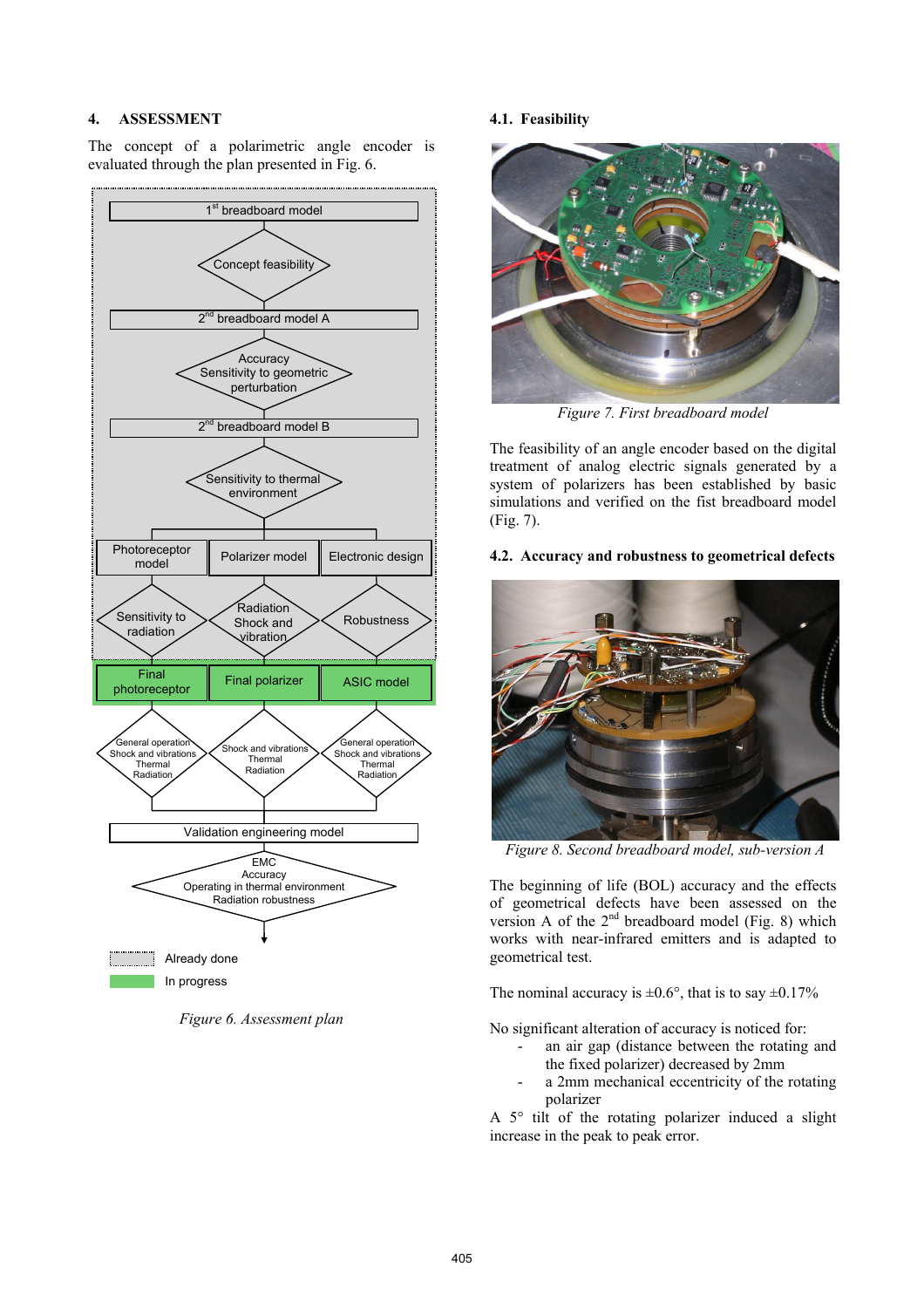## 4. ASSESSMENT

The concept of a polarimetric angle encoder is evaluated through the plan presented in Fig. 6.

*Figure 6. Assessment plan*

### 4.1. Feasibility

*Figure 7. First breadboard model*

The feasibility of an angle encoder based on the digital treatment of analog electric signals generated by a system of polarizers has been established by basic simulations and verified on the fist breadboard model (Fig. 7).

### 4.2. Accuracy and robustness to geometrical defects

*Figure 8. Second breadboard model, sub-version A*

The beginning of life (BOL) accuracy and the effects of geometrical defects have been assessed on the version A of the 2nd breadboard model (Fig. 8) which works with near-infrared emitters and is adapted to geometrical test.

The nominal accuracy is ±0.6°, that is to say ±0.17%

No significant alteration of accuracy is noticed for:

- an air gap (distance between the rotating and the fixed polarizer) decreased by 2mm
- a 2mm mechanical eccentricity of the rotating polarizer

A 5° tilt of the rotating polarizer induced a slight increase in the peak to peak error.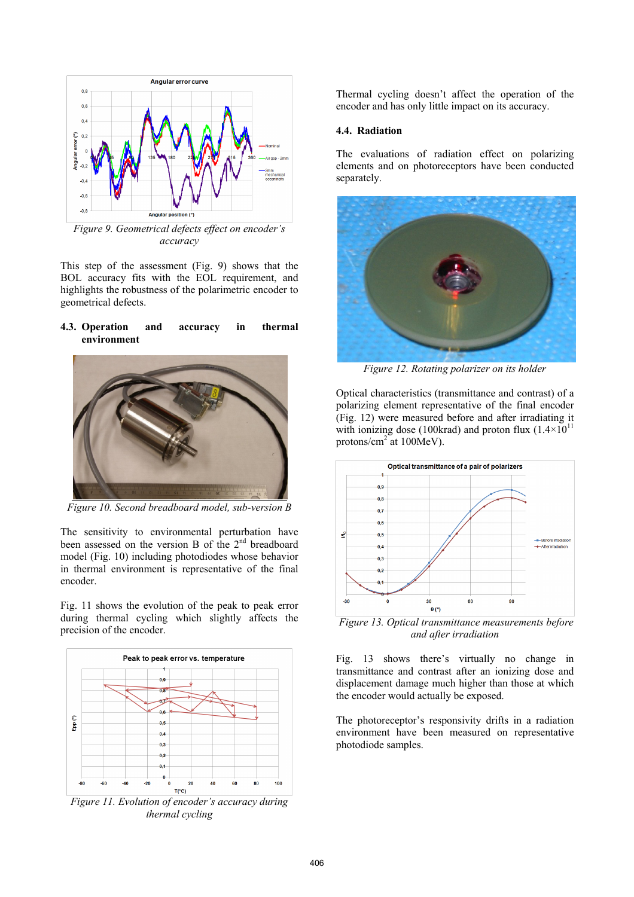*Figure 9. Geometrical defects effect on encoder's accuracy*

This step of the assessment (Fig. 9) shows that the BOL accuracy fits with the EOL requirement, and highlights the robustness of the polarimetric encoder to geometrical defects.

### 4.3. Operation and accuracy in thermal environment

*Figure 10. Second breadboard model, sub-version B*

The sensitivity to environmental perturbation have been assessed on the version B of the 2[nd] breadboard model (Fig. 10) including photodiodes whose behavior in thermal environment is representative of the final encoder.

Fig. 11 shows the evolution of the peak to peak error during thermal cycling which slightly affects the precision of the encoder.

*Figure 11. Evolution of encoder's accuracy during thermal cycling*

Thermal cycling doesn't affect the operation of the encoder and has only little impact on its accuracy.

### 4.4. Radiation

The evaluations of radiation effect on polarizing elements and on photoreceptors have been conducted separately.

*Figure 12. Rotating polarizer on its holder*

Optical characteristics (transmittance and contrast) of a polarizing element representative of the final encoder (Fig. 12) were measured before and after irradiating it with ionizing dose (100krad) and proton flux ($1.4 \times 10^{11}$ protons/cm$^2$ at 100MeV).

*Figure 13. Optical transmittance measurements before and after irradiation*

Fig. 13 shows there's virtually no change in transmittance and contrast after an ionizing dose and displacement damage much higher than those at which the encoder would actually be exposed.

The photoreceptor's responsivity drifts in a radiation environment have been measured on representative photodiode samples.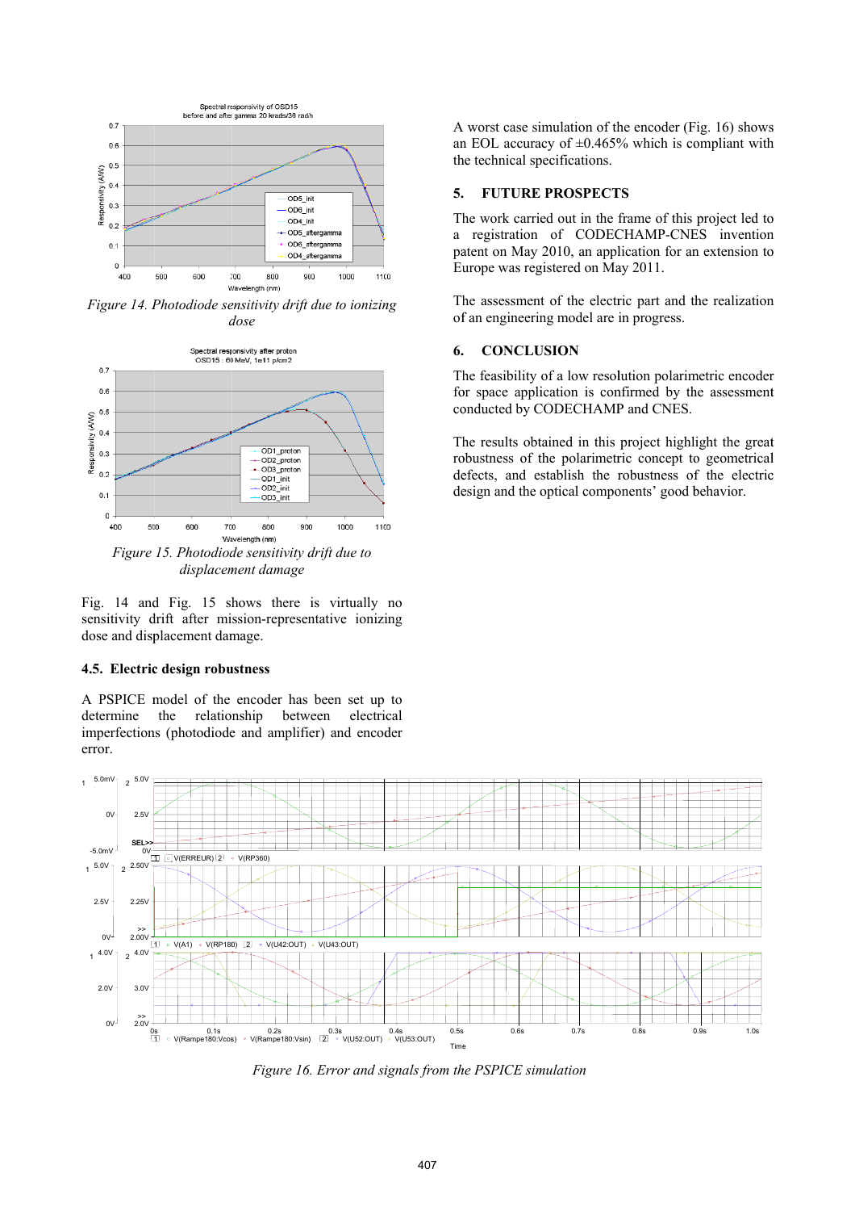Spectral responsivity of OSD15
before and after gamma 20 krads/38 rad/h

0.7
0.6
0.5
0.4
0.3
0.2
0.1
0

Responsivity (A/W)

400 500 600 700 800 900 1000 1100

Wavelength (nm)

OD5_init
OD6_init
OD4_init
OD5_aftergamma
OD6_aftergamma
OD4_aftergamma

*Figure 14. Photodiode sensitivity drift due to ionizing dose*

Spectral responsivity after proton
OSD15 : 60 MeV, 1e11 p/cm2

0.7
0.6
0.5
0.4
0.3
0.2
0.1
0

Responsivity (A/W)

400 500 600 700 800 900 1000 1100

Wavelength (nm)

OD1_proton
OD2_proton
OD3_proton
OD1_init
OD2_init
OD3_init

*Figure 15. Photodiode sensitivity drift due to displacement damage*

Fig. 14 and Fig. 15 shows there is virtually no sensitivity drift after mission-representative ionizing dose and displacement damage.

### 4.5. Electric design robustness

A PSPICE model of the encoder has been set up to determine the relationship between electrical imperfections (photodiode and amplifier) and encoder error.

A worst case simulation of the encoder (Fig. 16) shows an EOL accuracy of ±0.465% which is compliant with the technical specifications.

## 5. FUTURE PROSPECTS

The work carried out in the frame of this project led to a registration of CODECHAMP-CNES invention patent on May 2010, an application for an extension to Europe was registered on May 2011.

The assessment of the electric part and the realization of an engineering model are in progress.

## 6. CONCLUSION

The feasibility of a low resolution polarimetric encoder for space application is confirmed by the assessment conducted by CODECHAMP and CNES.

The results obtained in this project highlight the great robustness of the polarimetric concept to geometrical defects, and establish the robustness of the electric design and the optical components' good behavior.

1 5.0mV 2 5.0V
0V 2.5V
-5.0mV SEL>> 0V
[1] V(ERREUR) [2] V(RP360)

1 5.0V 2 2.50V
2.5V 2.25V
0V >> 2.00V
[1] V(A1) V(RP180) [2] V(U42:OUT) V(U43:OUT)

1 4.0V 2 4.0V
2.0V 3.0V
0V >> 2.0V

0s 0.1s 0.2s 0.3s 0.4s 0.5s 0.6s 0.7s 0.8s 0.9s 1.0s

[1] V(Rampe180:Vcos) V(Rampe180:Vsin) [2] V(U52:OUT) V(U53:OUT)

Time

*Figure 16. Error and signals from the PSPICE simulation*